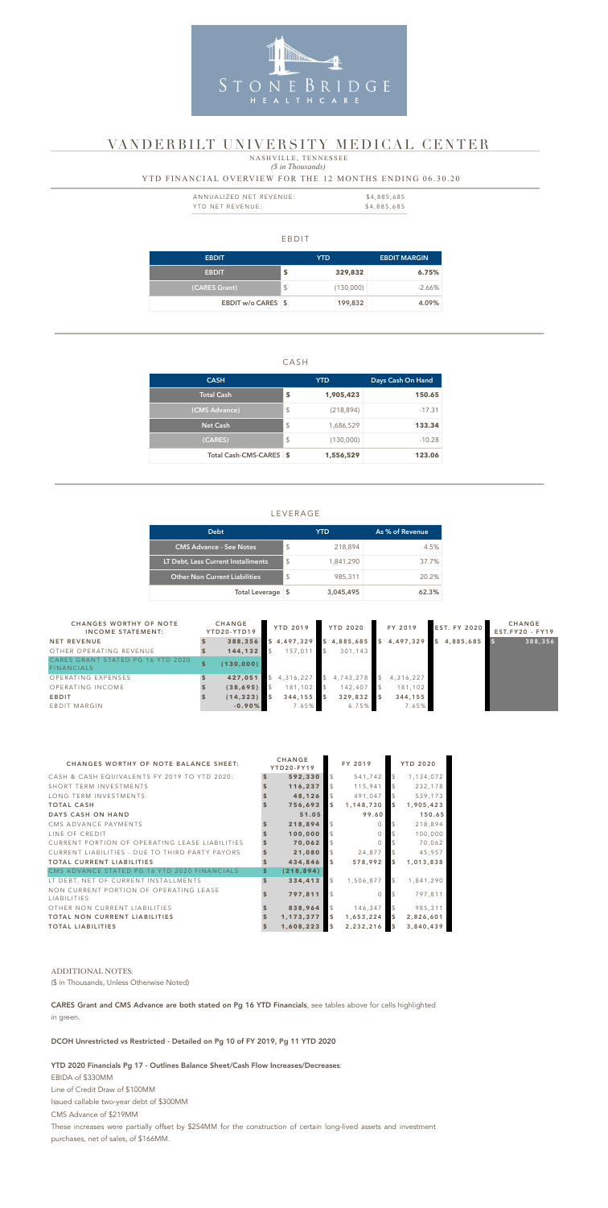STONEBRIDGE HEALTHCARE

# VANDERBILT UNIVERSITY MEDICAL CENTER

NASHVILLE, TENNESSEE

*($ in Thousands)*

YTD FINANCIAL OVERVIEW FOR THE 12 MONTHS ENDING 06.30.20

| | |
|---|---|
| ANNUALIZED NET REVENUE: | $4,885,685 |
| YTD NET REVENUE: | $4,885,685 |

## EBDIT

| EBDIT | YTD | EBDIT MARGIN |
|---|---|---|
| EBDIT | $ 329,832 | 6.75% |
| (CARES Grant) | $ (130,000) | -2.66% |
| EBDIT w/o CARES | $ 199,832 | 4.09% |

## CASH

| CASH | YTD | Days Cash On Hand |
|---|---|---|
| Total Cash | $ 1,905,423 | 150.65 |
| (CMS Advance) | $ (218,894) | -17.31 |
| Net Cash | $ 1,686,529 | 133.34 |
| (CARES) | $ (130,000) | -10.28 |
| Total Cash-CMS-CARES | $ 1,556,529 | 123.06 |

## LEVERAGE

| Debt | YTD | As % of Revenue |
|---|---|---|
| CMS Advance - See Notes | $ 218,894 | 4.5% |
| LT Debt, Less Current Installments | $ 1,841,290 | 37.7% |
| Other Non Current Liabilities | $ 985,311 | 20.2% |
| Total Leverage | $ 3,045,495 | 62.3% |

| CHANGES WORTHY OF NOTE INCOME STATEMENT: | CHANGE YTD20-YTD19 | YTD 2019 | YTD 2020 | FY 2019 | EST. FY 2020 | CHANGE EST.FY20 - FY19 |
|---|---|---|---|---|---|---|
| NET REVENUE | $ 388,356 | $ 4,497,329 | $ 4,885,685 | $ 4,497,329 | $ 4,885,685 | $ 388,356 |
| OTHER OPERATING REVENUE | $ 144,132 | $ 157,011 | $ 301,143 | | | |
| CARES GRANT STATED PG 16 YTD 2020 FINANCIALS | $ (130,000) | | | | | |
| OPERATING EXPENSES | $ 427,051 | $ 4,316,227 | $ 4,743,278 | $ 4,316,227 | | |
| OPERATING INCOME | $ (38,695) | $ 181,102 | $ 142,407 | $ 181,102 | | |
| EBDIT | $ (14,323) | $ 344,155 | $ 329,832 | $ 344,155 | | |
| EBDIT MARGIN | -0.90% | 7.65% | 6.75% | 7.65% | | |

| CHANGES WORTHY OF NOTE BALANCE SHEET: | CHANGE YTD20-FY19 | FY 2019 | YTD 2020 |
|---|---|---|---|
| CASH & CASH EQUIVALENTS FY 2019 TO YTD 2020: | $ 592,330 | $ 541,742 | $ 1,134,072 |
| SHORT TERM INVESTMENTS | $ 116,237 | $ 115,941 | $ 232,178 |
| LONG TERM INVESTMENTS | $ 48,126 | $ 491,047 | $ 539,173 |
| TOTAL CASH | $ 756,693 | $ 1,148,730 | $ 1,905,423 |
| DAYS CASH ON HAND | 51.05 | 99.60 | 150.65 |
| CMS ADVANCE PAYMENTS | $ 218,894 | $ 0 | $ 218,894 |
| LINE OF CREDIT | $ 100,000 | $ 0 | $ 100,000 |
| CURRENT PORTION OF OPERATING LEASE LIABILITIES | $ 70,062 | $ 0 | $ 70,062 |
| CURRENT LIABILITIES - DUE TO THIRD PARTY PAYORS | $ 21,080 | $ 24,877 | $ 45,957 |
| TOTAL CURRENT LIABILITIES | $ 434,846 | $ 578,992 | $ 1,013,838 |
| CMS ADVANCE STATED PG 16 YTD 2020 FINANCIALS | $ (218,894) | | |
| LT DEBT, NET OF CURRENT INSTALLMENTS | $ 334,413 | $ 1,506,877 | $ 1,841,290 |
| NON CURRENT PORTION OF OPERATING LEASE LIABILITIES | $ 797,811 | $ 0 | $ 797,811 |
| OTHER NON CURRENT LIABILITIES | $ 838,964 | $ 146,347 | $ 985,311 |
| TOTAL NON CURRENT LIABILITIES | $ 1,173,377 | $ 1,653,224 | $ 2,826,601 |
| TOTAL LIABILITIES | $ 1,608,223 | $ 2,232,216 | $ 3,840,439 |

ADDITIONAL NOTES:

($ in Thousands, Unless Otherwise Noted)

**CARES Grant and CMS Advance are both stated on Pg 16 YTD Financials**, see tables above for cells highlighted in green.

**DCOH Unrestricted vs Restricted - Detailed on Pg 10 of FY 2019, Pg 11 YTD 2020**

**YTD 2020 Financials Pg 17 - Outlines Balance Sheet/Cash Flow Increases/Decreases**:

EBIDA of $330MM

Line of Credit Draw of $100MM

Issued callable two-year debt of $300MM

CMS Advance of $219MM

These increases were partially offset by $254MM for the construction of certain long-lived assets and investment purchases, net of sales, of $166MM.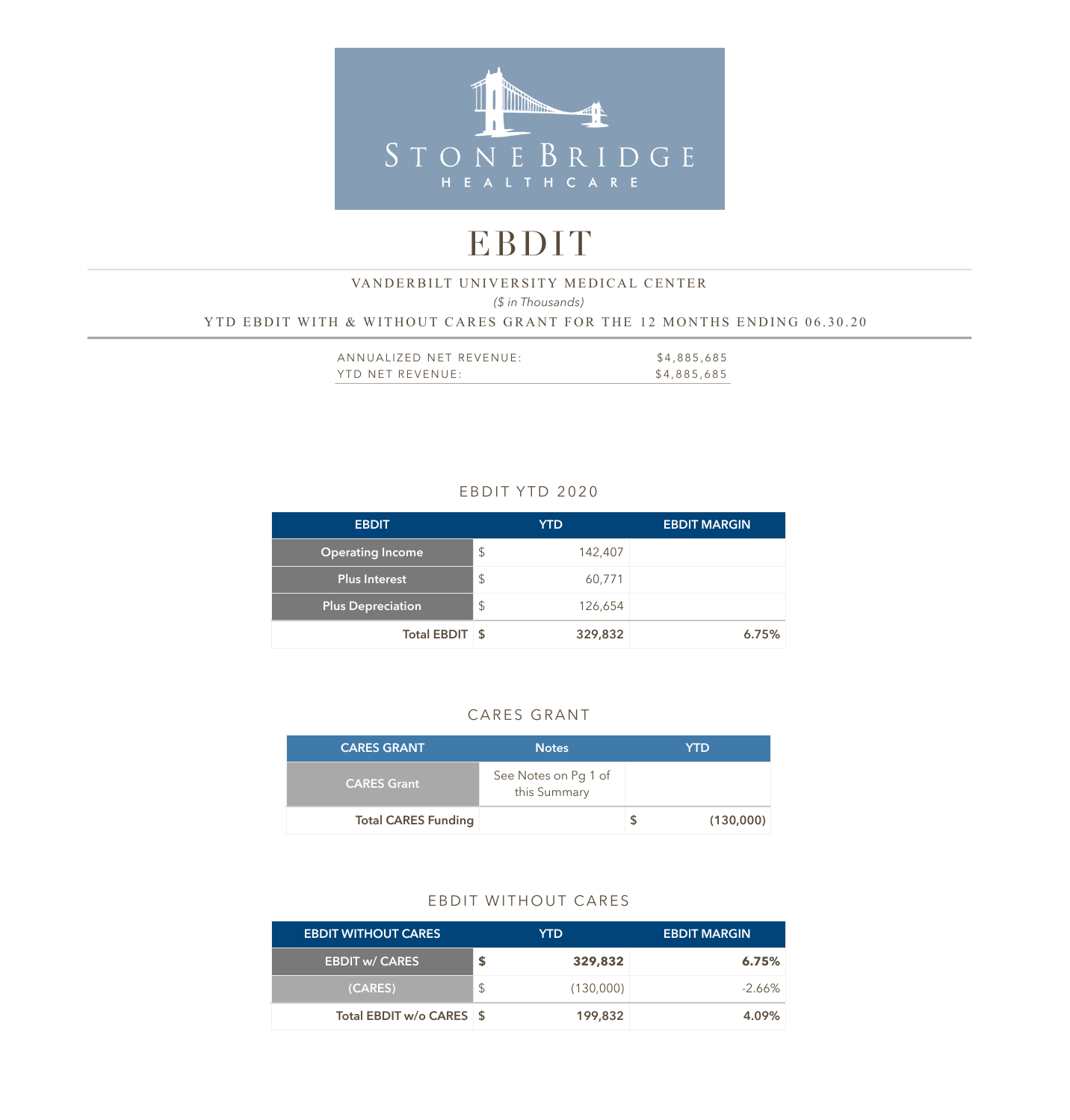STONE BRIDGE HEALTHCARE

# EBDIT

VANDERBILT UNIVERSITY MEDICAL CENTER

*($ in Thousands)*

YTD EBDIT WITH & WITHOUT CARES GRANT FOR THE 12 MONTHS ENDING 06.30.20

| | |
|---|---|
| ANNUALIZED NET REVENUE: | $4,885,685 |
| YTD NET REVENUE: | $4,885,685 |

## EBDIT YTD 2020

| EBDIT | | YTD | EBDIT MARGIN |
|---|---|---|---|
| Operating Income | $ | 142,407 | |
| Plus Interest | $ | 60,771 | |
| Plus Depreciation | $ | 126,654 | |
| **Total EBDIT** | **$** | **329,832** | **6.75%** |

## CARES GRANT

| CARES GRANT | Notes | | YTD |
|---|---|---|---|
| CARES Grant | See Notes on Pg 1 of this Summary | | |
| **Total CARES Funding** | | **$** | **(130,000)** |

## EBDIT WITHOUT CARES

| EBDIT WITHOUT CARES | | YTD | EBDIT MARGIN |
|---|---|---|---|
| **EBDIT w/ CARES** | **$** | **329,832** | **6.75%** |
| (CARES) | $ | (130,000) | -2.66% |
| **Total EBDIT w/o CARES** | **$** | **199,832** | **4.09%** |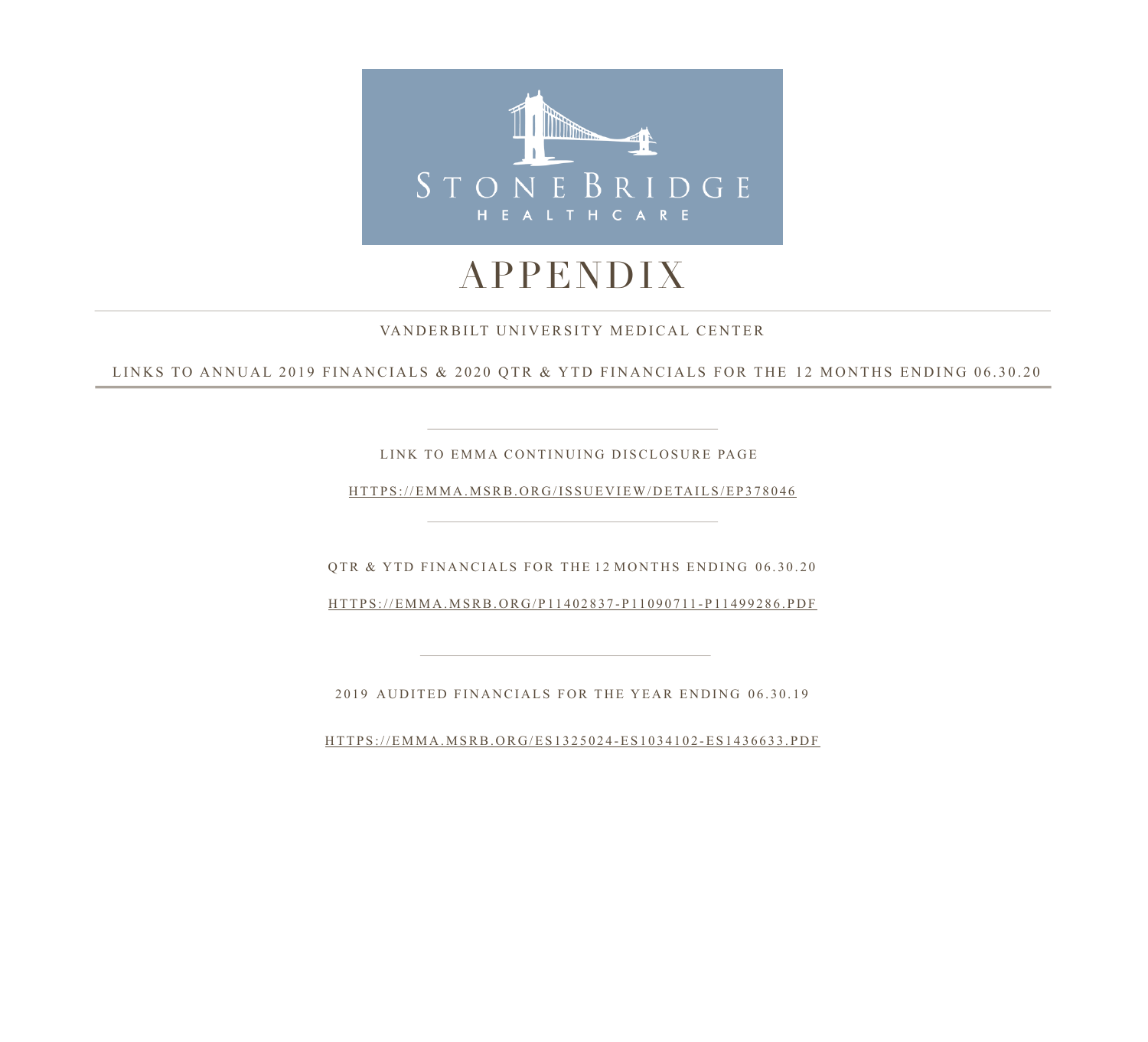STONE BRIDGE

HEALTHCARE

# APPENDIX

VANDERBILT UNIVERSITY MEDICAL CENTER

LINKS TO ANNUAL 2019 FINANCIALS & 2020 QTR & YTD FINANCIALS FOR THE 12 MONTHS ENDING 06.30.20

---

LINK TO EMMA CONTINUING DISCLOSURE PAGE

HTTPS://EMMA.MSRB.ORG/ISSUEVIEW/DETAILS/EP378046

---

QTR & YTD FINANCIALS FOR THE 12 MONTHS ENDING 06.30.20

HTTPS://EMMA.MSRB.ORG/P11402837-P11090711-P11499286.PDF

---

2019 AUDITED FINANCIALS FOR THE YEAR ENDING 06.30.19

HTTPS://EMMA.MSRB.ORG/ES1325024-ES1034102-ES1436633.PDF